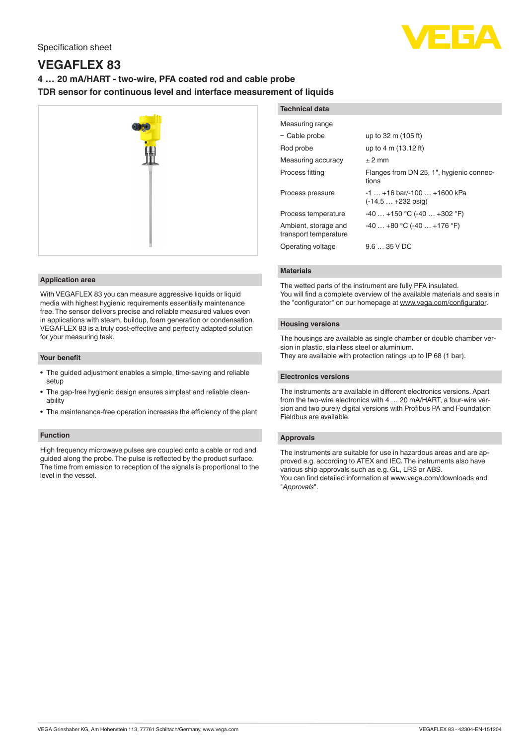Specification sheet

# VEGAFLEX 83

**4 … 20 mA/HART - two-wire, PFA coated rod and cable probe**

**TDR sensor for continuous level and interface measurement of liquids**

## Application area

With VEGAFLEX 83 you can measure aggressive liquids or liquid media with highest hygienic requirements essentially maintenance free. The sensor delivers precise and reliable measured values even in applications with steam, buildup, foam generation or condensation. VEGAFLEX 83 is a truly cost-effective and perfectly adapted solution for your measuring task.

## Your benefit

- The guided adjustment enables a simple, time-saving and reliable setup
- The gap-free hygienic design ensures simplest and reliable cleanability
- The maintenance-free operation increases the efficiency of the plant

## Function

High frequency microwave pulses are coupled onto a cable or rod and guided along the probe. The pulse is reflected by the product surface. The time from emission to reception of the signals is proportional to the level in the vessel.

## Technical data

| | |
|---|---|
| Measuring range | |
| − Cable probe | up to 32 m (105 ft) |
| Rod probe | up to 4 m (13.12 ft) |
| Measuring accuracy | ± 2 mm |
| Process fitting | Flanges from DN 25, 1", hygienic connections |
| Process pressure | -1 … +16 bar/-100 … +1600 kPa (-14.5 … +232 psig) |
| Process temperature | -40 … +150 °C (-40 … +302 °F) |
| Ambient, storage and transport temperature | -40 … +80 °C (-40 … +176 °F) |
| Operating voltage | 9.6 … 35 V DC |

## Materials

The wetted parts of the instrument are fully PFA insulated.
You will find a complete overview of the available materials and seals in the "configurator" on our homepage at www.vega.com/configurator.

## Housing versions

The housings are available as single chamber or double chamber version in plastic, stainless steel or aluminium.
They are available with protection ratings up to IP 68 (1 bar).

## Electronics versions

The instruments are available in different electronics versions. Apart from the two-wire electronics with 4 … 20 mA/HART, a four-wire version and two purely digital versions with Profibus PA and Foundation Fieldbus are available.

## Approvals

The instruments are suitable for use in hazardous areas and are approved e.g. according to ATEX and IEC. The instruments also have various ship approvals such as e.g. GL, LRS or ABS.
You can find detailed information at www.vega.com/downloads and "*Approvals*".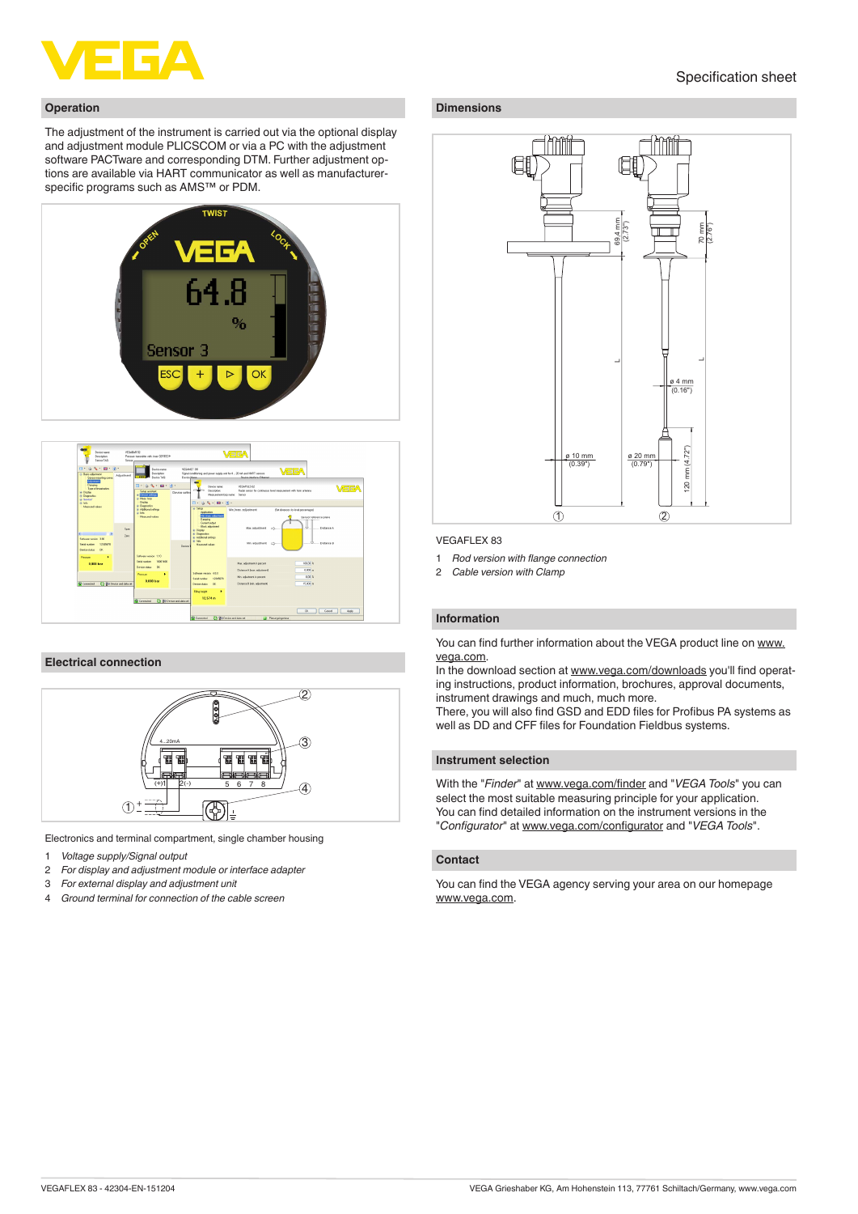## Operation

The adjustment of the instrument is carried out via the optional display and adjustment module PLICSCOM or via a PC with the adjustment software PACTware and corresponding DTM. Further adjustment options are available via HART communicator as well as manufacturer-specific programs such as AMS™ or PDM.

## Electrical connection

Electronics and terminal compartment, single chamber housing

1. *Voltage supply/Signal output*
2. *For display and adjustment module or interface adapter*
3. *For external display and adjustment unit*
4. *Ground terminal for connection of the cable screen*

## Dimensions

VEGAFLEX 83

1. *Rod version with flange connection*
2. *Cable version with Clamp*

## Information

You can find further information about the VEGA product line on www.vega.com.
In the download section at www.vega.com/downloads you'll find operating instructions, product information, brochures, approval documents, instrument drawings and much, much more.
There, you will also find GSD and EDD files for Profibus PA systems as well as DD and CFF files for Foundation Fieldbus systems.

## Instrument selection

With the "*Finder*" at www.vega.com/finder and "*VEGA Tools*" you can select the most suitable measuring principle for your application.
You can find detailed information on the instrument versions in the "*Configurator*" at www.vega.com/configurator and "*VEGA Tools*".

## Contact

You can find the VEGA agency serving your area on our homepage www.vega.com.